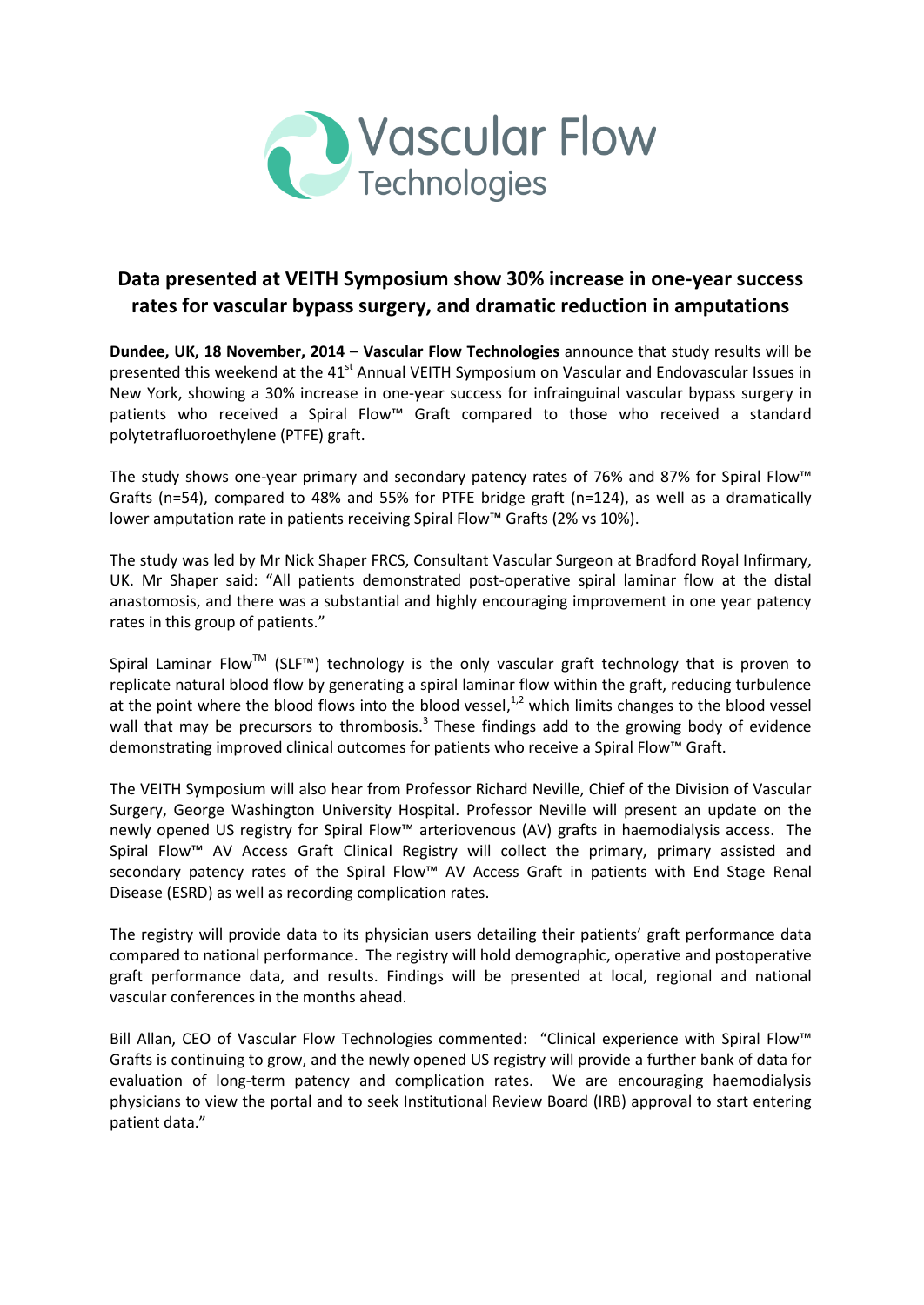Vascular Flow Technologies

# Data presented at VEITH Symposium show 30% increase in one-year success rates for vascular bypass surgery, and dramatic reduction in amputations

**Dundee, UK, 18 November, 2014** – **Vascular Flow Technologies** announce that study results will be presented this weekend at the 41st Annual VEITH Symposium on Vascular and Endovascular Issues in New York, showing a 30% increase in one-year success for infrainguinal vascular bypass surgery in patients who received a Spiral Flow™ Graft compared to those who received a standard polytetrafluoroethylene (PTFE) graft.

The study shows one-year primary and secondary patency rates of 76% and 87% for Spiral Flow™ Grafts (n=54), compared to 48% and 55% for PTFE bridge graft (n=124), as well as a dramatically lower amputation rate in patients receiving Spiral Flow™ Grafts (2% vs 10%).

The study was led by Mr Nick Shaper FRCS, Consultant Vascular Surgeon at Bradford Royal Infirmary, UK. Mr Shaper said: "All patients demonstrated post-operative spiral laminar flow at the distal anastomosis, and there was a substantial and highly encouraging improvement in one year patency rates in this group of patients."

Spiral Laminar Flow™ (SLF™) technology is the only vascular graft technology that is proven to replicate natural blood flow by generating a spiral laminar flow within the graft, reducing turbulence at the point where the blood flows into the blood vessel,[1,2] which limits changes to the blood vessel wall that may be precursors to thrombosis.[3] These findings add to the growing body of evidence demonstrating improved clinical outcomes for patients who receive a Spiral Flow™ Graft.

The VEITH Symposium will also hear from Professor Richard Neville, Chief of the Division of Vascular Surgery, George Washington University Hospital. Professor Neville will present an update on the newly opened US registry for Spiral Flow™ arteriovenous (AV) grafts in haemodialysis access. The Spiral Flow™ AV Access Graft Clinical Registry will collect the primary, primary assisted and secondary patency rates of the Spiral Flow™ AV Access Graft in patients with End Stage Renal Disease (ESRD) as well as recording complication rates.

The registry will provide data to its physician users detailing their patients' graft performance data compared to national performance. The registry will hold demographic, operative and postoperative graft performance data, and results. Findings will be presented at local, regional and national vascular conferences in the months ahead.

Bill Allan, CEO of Vascular Flow Technologies commented: "Clinical experience with Spiral Flow™ Grafts is continuing to grow, and the newly opened US registry will provide a further bank of data for evaluation of long-term patency and complication rates. We are encouraging haemodialysis physicians to view the portal and to seek Institutional Review Board (IRB) approval to start entering patient data."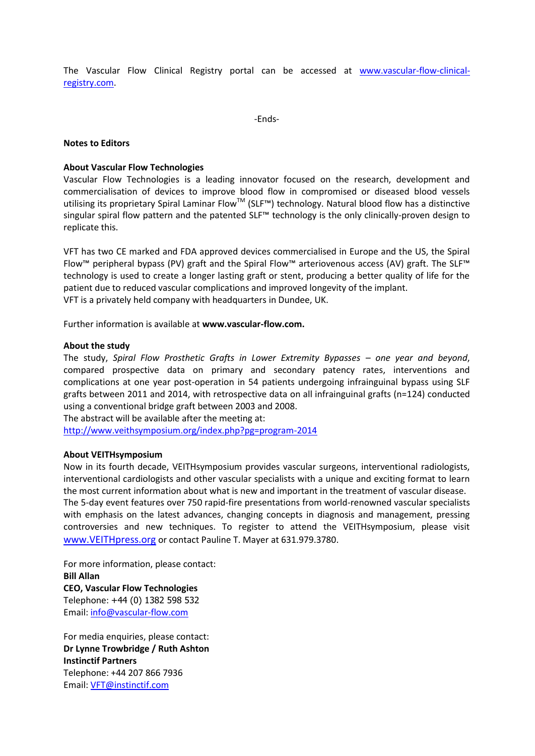The Vascular Flow Clinical Registry portal can be accessed at [www.vascular-flow-clinical-registry.com](http://www.vascular-flow-clinical-registry.com).

-Ends-

**Notes to Editors**

**About Vascular Flow Technologies**

Vascular Flow Technologies is a leading innovator focused on the research, development and commercialisation of devices to improve blood flow in compromised or diseased blood vessels utilising its proprietary Spiral Laminar Flow™ (SLF™) technology. Natural blood flow has a distinctive singular spiral flow pattern and the patented SLF™ technology is the only clinically-proven design to replicate this.

VFT has two CE marked and FDA approved devices commercialised in Europe and the US, the Spiral Flow™ peripheral bypass (PV) graft and the Spiral Flow™ arteriovenous access (AV) graft. The SLF™ technology is used to create a longer lasting graft or stent, producing a better quality of life for the patient due to reduced vascular complications and improved longevity of the implant.
VFT is a privately held company with headquarters in Dundee, UK.

Further information is available at **www.vascular-flow.com.**

**About the study**

The study, *Spiral Flow Prosthetic Grafts in Lower Extremity Bypasses – one year and beyond*, compared prospective data on primary and secondary patency rates, interventions and complications at one year post-operation in 54 patients undergoing infrainguinal bypass using SLF grafts between 2011 and 2014, with retrospective data on all infrainguinal grafts (n=124) conducted using a conventional bridge graft between 2003 and 2008.
The abstract will be available after the meeting at:
[http://www.veithsymposium.org/index.php?pg=program-2014](http://www.veithsymposium.org/index.php?pg=program-2014)

**About VEITHsymposium**

Now in its fourth decade, VEITHsymposium provides vascular surgeons, interventional radiologists, interventional cardiologists and other vascular specialists with a unique and exciting format to learn the most current information about what is new and important in the treatment of vascular disease.
The 5-day event features over 750 rapid-fire presentations from world-renowned vascular specialists with emphasis on the latest advances, changing concepts in diagnosis and management, pressing controversies and new techniques. To register to attend the VEITHsymposium, please visit [www.VEITHpress.org](http://www.VEITHpress.org) or contact Pauline T. Mayer at 631.979.3780.

For more information, please contact:
**Bill Allan**
**CEO, Vascular Flow Technologies**
Telephone: +44 (0) 1382 598 532
Email: [info@vascular-flow.com](mailto:info@vascular-flow.com)

For media enquiries, please contact:
**Dr Lynne Trowbridge / Ruth Ashton**
**Instinctif Partners**
Telephone: +44 207 866 7936
Email: [VFT@instinctif.com](mailto:VFT@instinctif.com)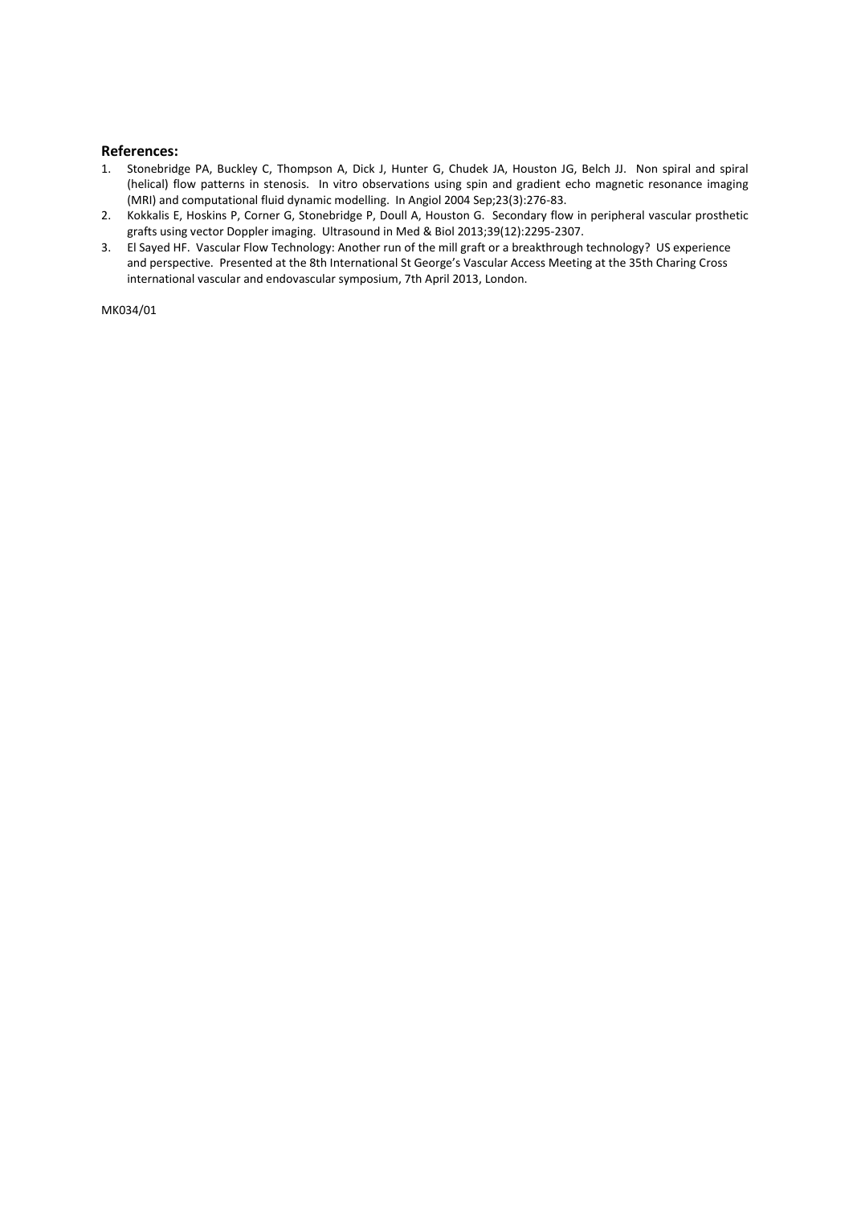## References:

1. Stonebridge PA, Buckley C, Thompson A, Dick J, Hunter G, Chudek JA, Houston JG, Belch JJ. Non spiral and spiral (helical) flow patterns in stenosis. In vitro observations using spin and gradient echo magnetic resonance imaging (MRI) and computational fluid dynamic modelling. In Angiol 2004 Sep;23(3):276-83.
2. Kokkalis E, Hoskins P, Corner G, Stonebridge P, Doull A, Houston G. Secondary flow in peripheral vascular prosthetic grafts using vector Doppler imaging. Ultrasound in Med & Biol 2013;39(12):2295-2307.
3. El Sayed HF. Vascular Flow Technology: Another run of the mill graft or a breakthrough technology? US experience and perspective. Presented at the 8th International St George's Vascular Access Meeting at the 35th Charing Cross international vascular and endovascular symposium, 7th April 2013, London.

MK034/01